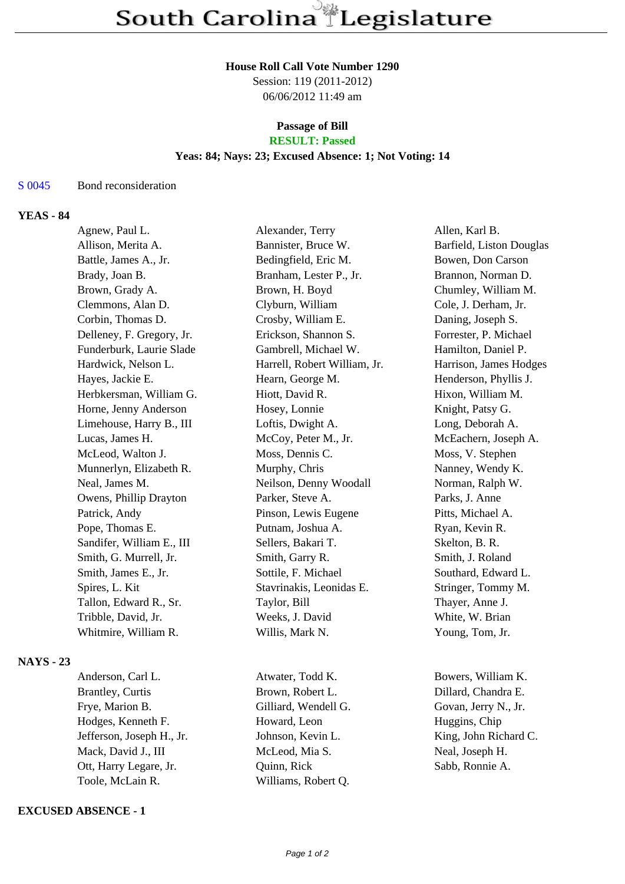# South Carolina Legislature

**House Roll Call Vote Number 1290**
Session: 119 (2011-2012)
06/06/2012 11:49 am

**Passage of Bill**
**RESULT: Passed**
**Yeas: 84; Nays: 23; Excused Absence: 1; Not Voting: 14**

S 0045 Bond reconsideration

## YEAS - 84

| | | |
|---|---|---|
| Agnew, Paul L. | Alexander, Terry | Allen, Karl B. |
| Allison, Merita A. | Bannister, Bruce W. | Barfield, Liston Douglas |
| Battle, James A., Jr. | Bedingfield, Eric M. | Bowen, Don Carson |
| Brady, Joan B. | Branham, Lester P., Jr. | Brannon, Norman D. |
| Brown, Grady A. | Brown, H. Boyd | Chumley, William M. |
| Clemmons, Alan D. | Clyburn, William | Cole, J. Derham, Jr. |
| Corbin, Thomas D. | Crosby, William E. | Daning, Joseph S. |
| Delleney, F. Gregory, Jr. | Erickson, Shannon S. | Forrester, P. Michael |
| Funderburk, Laurie Slade | Gambrell, Michael W. | Hamilton, Daniel P. |
| Hardwick, Nelson L. | Harrell, Robert William, Jr. | Harrison, James Hodges |
| Hayes, Jackie E. | Hearn, George M. | Henderson, Phyllis J. |
| Herbkersman, William G. | Hiott, David R. | Hixon, William M. |
| Horne, Jenny Anderson | Hosey, Lonnie | Knight, Patsy G. |
| Limehouse, Harry B., III | Loftis, Dwight A. | Long, Deborah A. |
| Lucas, James H. | McCoy, Peter M., Jr. | McEachern, Joseph A. |
| McLeod, Walton J. | Moss, Dennis C. | Moss, V. Stephen |
| Munnerlyn, Elizabeth R. | Murphy, Chris | Nanney, Wendy K. |
| Neal, James M. | Neilson, Denny Woodall | Norman, Ralph W. |
| Owens, Phillip Drayton | Parker, Steve A. | Parks, J. Anne |
| Patrick, Andy | Pinson, Lewis Eugene | Pitts, Michael A. |
| Pope, Thomas E. | Putnam, Joshua A. | Ryan, Kevin R. |
| Sandifer, William E., III | Sellers, Bakari T. | Skelton, B. R. |
| Smith, G. Murrell, Jr. | Smith, Garry R. | Smith, J. Roland |
| Smith, James E., Jr. | Sottile, F. Michael | Southard, Edward L. |
| Spires, L. Kit | Stavrinakis, Leonidas E. | Stringer, Tommy M. |
| Tallon, Edward R., Sr. | Taylor, Bill | Thayer, Anne J. |
| Tribble, David, Jr. | Weeks, J. David | White, W. Brian |
| Whitmire, William R. | Willis, Mark N. | Young, Tom, Jr. |

## NAYS - 23

| | | |
|---|---|---|
| Anderson, Carl L. | Atwater, Todd K. | Bowers, William K. |
| Brantley, Curtis | Brown, Robert L. | Dillard, Chandra E. |
| Frye, Marion B. | Gilliard, Wendell G. | Govan, Jerry N., Jr. |
| Hodges, Kenneth F. | Howard, Leon | Huggins, Chip |
| Jefferson, Joseph H., Jr. | Johnson, Kevin L. | King, John Richard C. |
| Mack, David J., III | McLeod, Mia S. | Neal, Joseph H. |
| Ott, Harry Legare, Jr. | Quinn, Rick | Sabb, Ronnie A. |
| Toole, McLain R. | Williams, Robert Q. | |

## EXCUSED ABSENCE - 1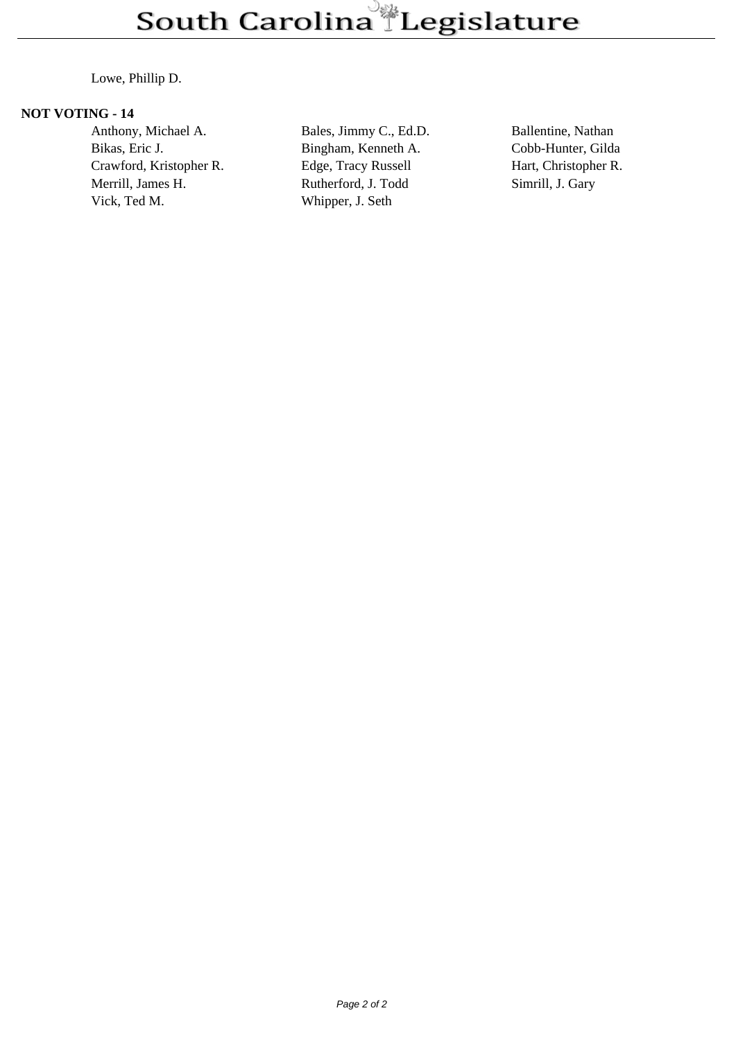Lowe, Phillip D.

**NOT VOTING - 14**

| | | |
|---|---|---|
| Anthony, Michael A. | Bales, Jimmy C., Ed.D. | Ballentine, Nathan |
| Bikas, Eric J. | Bingham, Kenneth A. | Cobb-Hunter, Gilda |
| Crawford, Kristopher R. | Edge, Tracy Russell | Hart, Christopher R. |
| Merrill, James H. | Rutherford, J. Todd | Simrill, J. Gary |
| Vick, Ted M. | Whipper, J. Seth | |